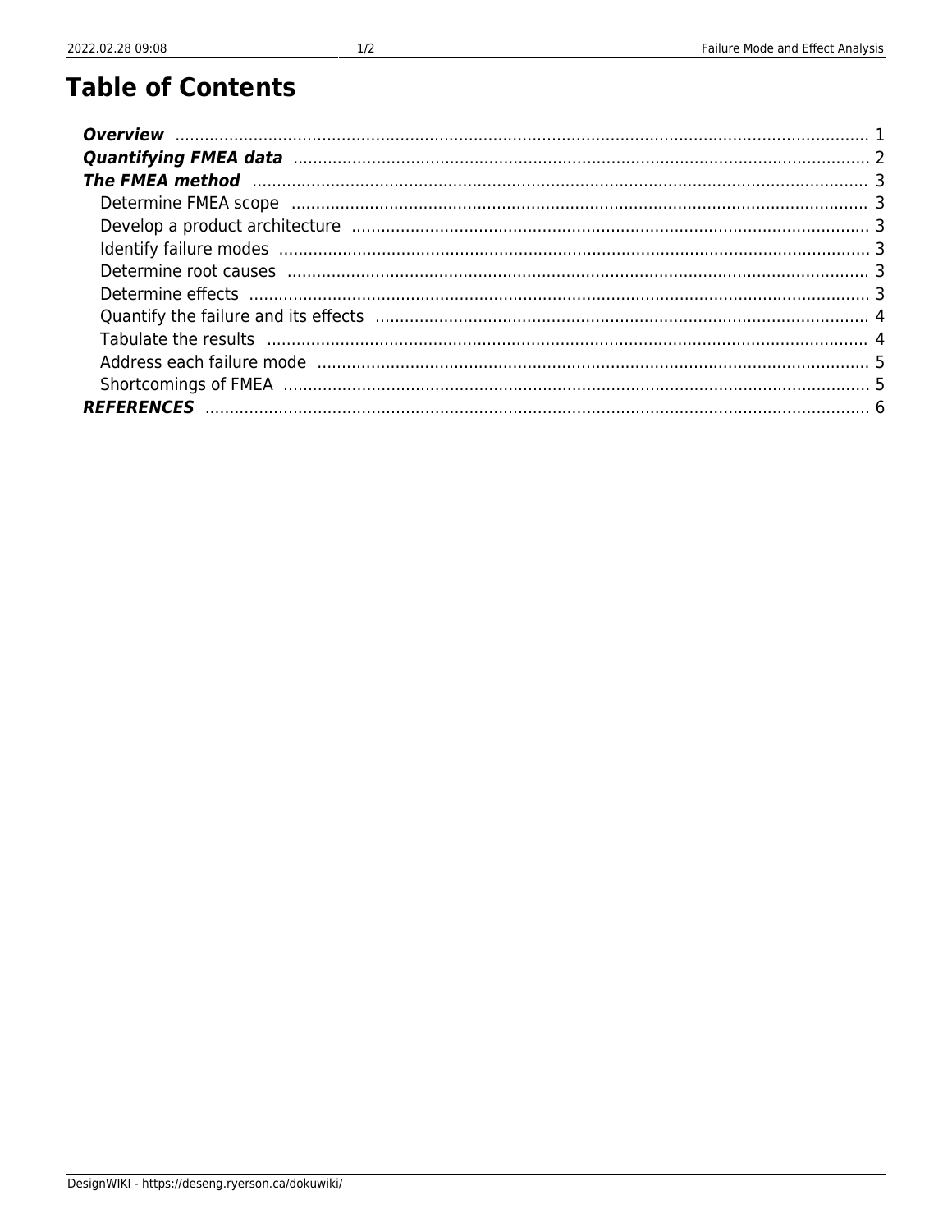# Table of Contents

- ***Overview*** ..... 1
- ***Quantifying FMEA data*** ..... 2
- ***The FMEA method*** ..... 3
  - Determine FMEA scope ..... 3
  - Develop a product architecture ..... 3
  - Identify failure modes ..... 3
  - Determine root causes ..... 3
  - Determine effects ..... 3
  - Quantify the failure and its effects ..... 4
  - Tabulate the results ..... 4
  - Address each failure mode ..... 5
  - Shortcomings of FMEA ..... 5
- ***REFERENCES*** ..... 6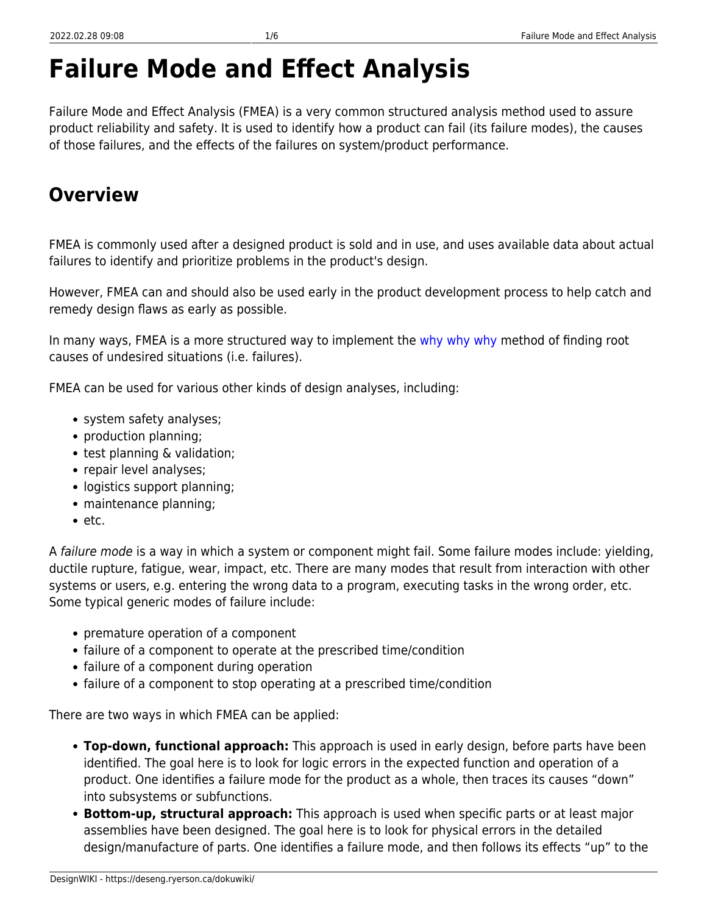# Failure Mode and Effect Analysis

Failure Mode and Effect Analysis (FMEA) is a very common structured analysis method used to assure product reliability and safety. It is used to identify how a product can fail (its failure modes), the causes of those failures, and the effects of the failures on system/product performance.

## Overview

FMEA is commonly used after a designed product is sold and in use, and uses available data about actual failures to identify and prioritize problems in the product's design.

However, FMEA can and should also be used early in the product development process to help catch and remedy design flaws as early as possible.

In many ways, FMEA is a more structured way to implement the why why why method of finding root causes of undesired situations (i.e. failures).

FMEA can be used for various other kinds of design analyses, including:

- system safety analyses;
- production planning;
- test planning & validation;
- repair level analyses;
- logistics support planning;
- maintenance planning;
- etc.

A *failure mode* is a way in which a system or component might fail. Some failure modes include: yielding, ductile rupture, fatigue, wear, impact, etc. There are many modes that result from interaction with other systems or users, e.g. entering the wrong data to a program, executing tasks in the wrong order, etc. Some typical generic modes of failure include:

- premature operation of a component
- failure of a component to operate at the prescribed time/condition
- failure of a component during operation
- failure of a component to stop operating at a prescribed time/condition

There are two ways in which FMEA can be applied:

- **Top-down, functional approach:** This approach is used in early design, before parts have been identified. The goal here is to look for logic errors in the expected function and operation of a product. One identifies a failure mode for the product as a whole, then traces its causes "down" into subsystems or subfunctions.
- **Bottom-up, structural approach:** This approach is used when specific parts or at least major assemblies have been designed. The goal here is to look for physical errors in the detailed design/manufacture of parts. One identifies a failure mode, and then follows its effects "up" to the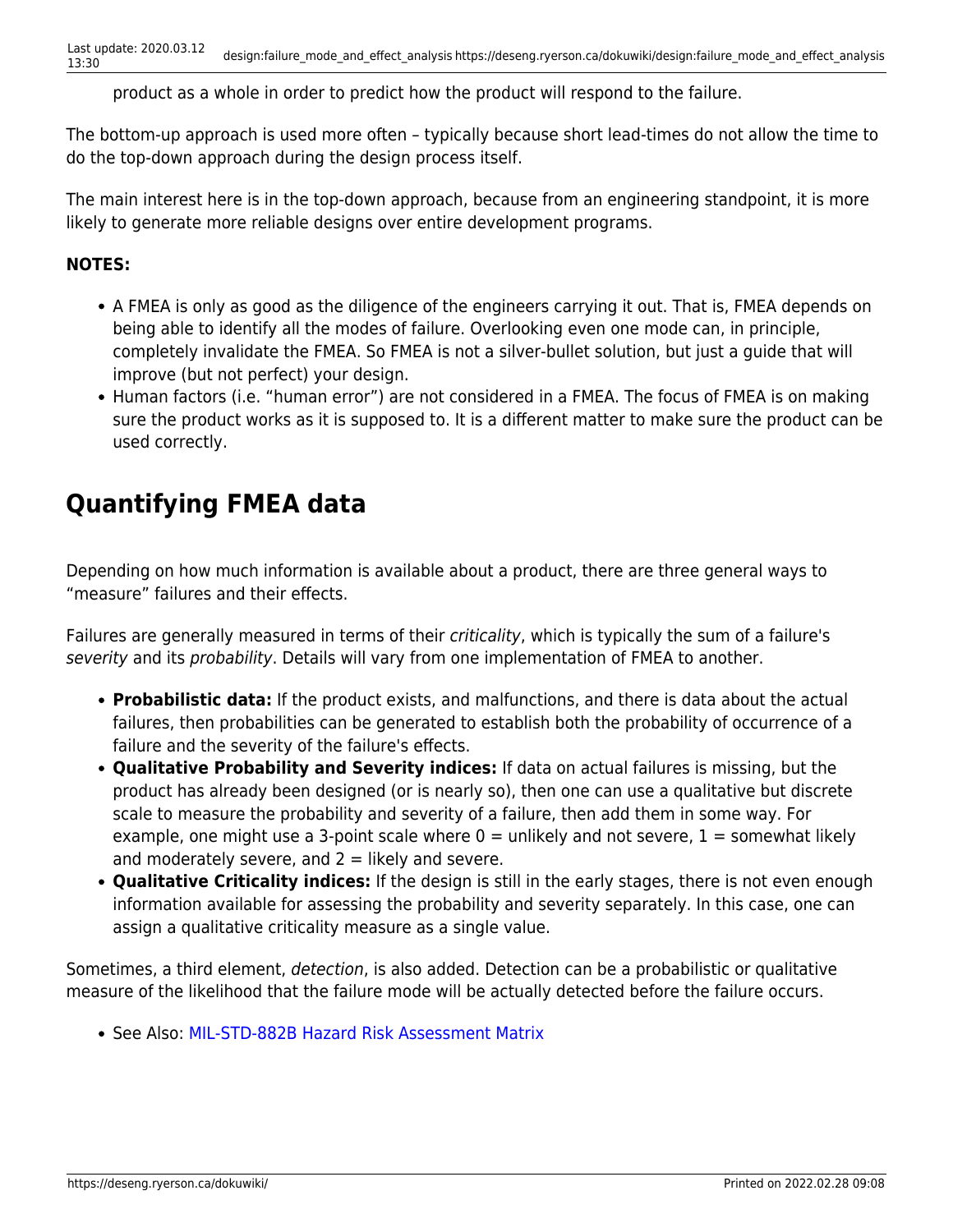product as a whole in order to predict how the product will respond to the failure.

The bottom-up approach is used more often – typically because short lead-times do not allow the time to do the top-down approach during the design process itself.

The main interest here is in the top-down approach, because from an engineering standpoint, it is more likely to generate more reliable designs over entire development programs.

**NOTES:**

- A FMEA is only as good as the diligence of the engineers carrying it out. That is, FMEA depends on being able to identify all the modes of failure. Overlooking even one mode can, in principle, completely invalidate the FMEA. So FMEA is not a silver-bullet solution, but just a guide that will improve (but not perfect) your design.
- Human factors (i.e. "human error") are not considered in a FMEA. The focus of FMEA is on making sure the product works as it is supposed to. It is a different matter to make sure the product can be used correctly.

# Quantifying FMEA data

Depending on how much information is available about a product, there are three general ways to "measure" failures and their effects.

Failures are generally measured in terms of their *criticality*, which is typically the sum of a failure's *severity* and its *probability*. Details will vary from one implementation of FMEA to another.

- **Probabilistic data:** If the product exists, and malfunctions, and there is data about the actual failures, then probabilities can be generated to establish both the probability of occurrence of a failure and the severity of the failure's effects.
- **Qualitative Probability and Severity indices:** If data on actual failures is missing, but the product has already been designed (or is nearly so), then one can use a qualitative but discrete scale to measure the probability and severity of a failure, then add them in some way. For example, one might use a 3-point scale where 0 = unlikely and not severe, 1 = somewhat likely and moderately severe, and 2 = likely and severe.
- **Qualitative Criticality indices:** If the design is still in the early stages, there is not even enough information available for assessing the probability and severity separately. In this case, one can assign a qualitative criticality measure as a single value.

Sometimes, a third element, *detection*, is also added. Detection can be a probabilistic or qualitative measure of the likelihood that the failure mode will be actually detected before the failure occurs.

- See Also: MIL-STD-882B Hazard Risk Assessment Matrix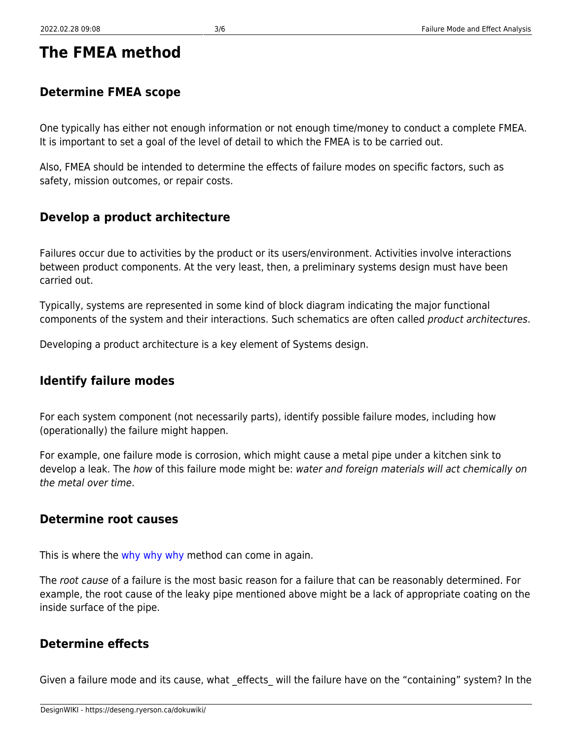# The FMEA method

## Determine FMEA scope

One typically has either not enough information or not enough time/money to conduct a complete FMEA. It is important to set a goal of the level of detail to which the FMEA is to be carried out.

Also, FMEA should be intended to determine the effects of failure modes on specific factors, such as safety, mission outcomes, or repair costs.

## Develop a product architecture

Failures occur due to activities by the product or its users/environment. Activities involve interactions between product components. At the very least, then, a preliminary systems design must have been carried out.

Typically, systems are represented in some kind of block diagram indicating the major functional components of the system and their interactions. Such schematics are often called *product architectures*.

Developing a product architecture is a key element of Systems design.

## Identify failure modes

For each system component (not necessarily parts), identify possible failure modes, including how (operationally) the failure might happen.

For example, one failure mode is corrosion, which might cause a metal pipe under a kitchen sink to develop a leak. The *how* of this failure mode might be: *water and foreign materials will act chemically on the metal over time*.

## Determine root causes

This is where the why why why method can come in again.

The *root cause* of a failure is the most basic reason for a failure that can be reasonably determined. For example, the root cause of the leaky pipe mentioned above might be a lack of appropriate coating on the inside surface of the pipe.

## Determine effects

Given a failure mode and its cause, what _effects_ will the failure have on the “containing” system? In the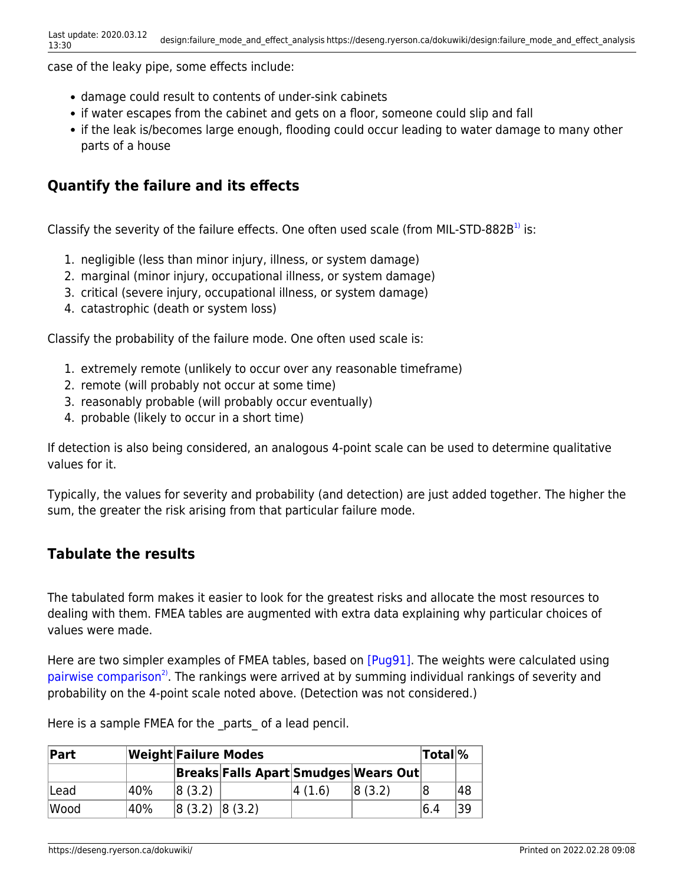case of the leaky pipe, some effects include:

- damage could result to contents of under-sink cabinets
- if water escapes from the cabinet and gets on a floor, someone could slip and fall
- if the leak is/becomes large enough, flooding could occur leading to water damage to many other parts of a house

## Quantify the failure and its effects

Classify the severity of the failure effects. One often used scale (from MIL-STD-882B[1]) is:

1. negligible (less than minor injury, illness, or system damage)
2. marginal (minor injury, occupational illness, or system damage)
3. critical (severe injury, occupational illness, or system damage)
4. catastrophic (death or system loss)

Classify the probability of the failure mode. One often used scale is:

1. extremely remote (unlikely to occur over any reasonable timeframe)
2. remote (will probably not occur at some time)
3. reasonably probable (will probably occur eventually)
4. probable (likely to occur in a short time)

If detection is also being considered, an analogous 4-point scale can be used to determine qualitative values for it.

Typically, the values for severity and probability (and detection) are just added together. The higher the sum, the greater the risk arising from that particular failure mode.

## Tabulate the results

The tabulated form makes it easier to look for the greatest risks and allocate the most resources to dealing with them. FMEA tables are augmented with extra data explaining why particular choices of values were made.

Here are two simpler examples of FMEA tables, based on [Pug91]. The weights were calculated using pairwise comparison[2]. The rankings were arrived at by summing individual rankings of severity and probability on the 4-point scale noted above. (Detection was not considered.)

Here is a sample FMEA for the _parts_ of a lead pencil.

| Part | Weight | Failure Modes | | | | Total | % |
|---|---|---|---|---|---|---|---|
| | | **Breaks** | **Falls Apart** | **Smudges** | **Wears Out** | | |
| Lead | 40% | 8 (3.2) | | 4 (1.6) | 8 (3.2) | 8 | 48 |
| Wood | 40% | 8 (3.2) | 8 (3.2) | | | 6.4 | 39 |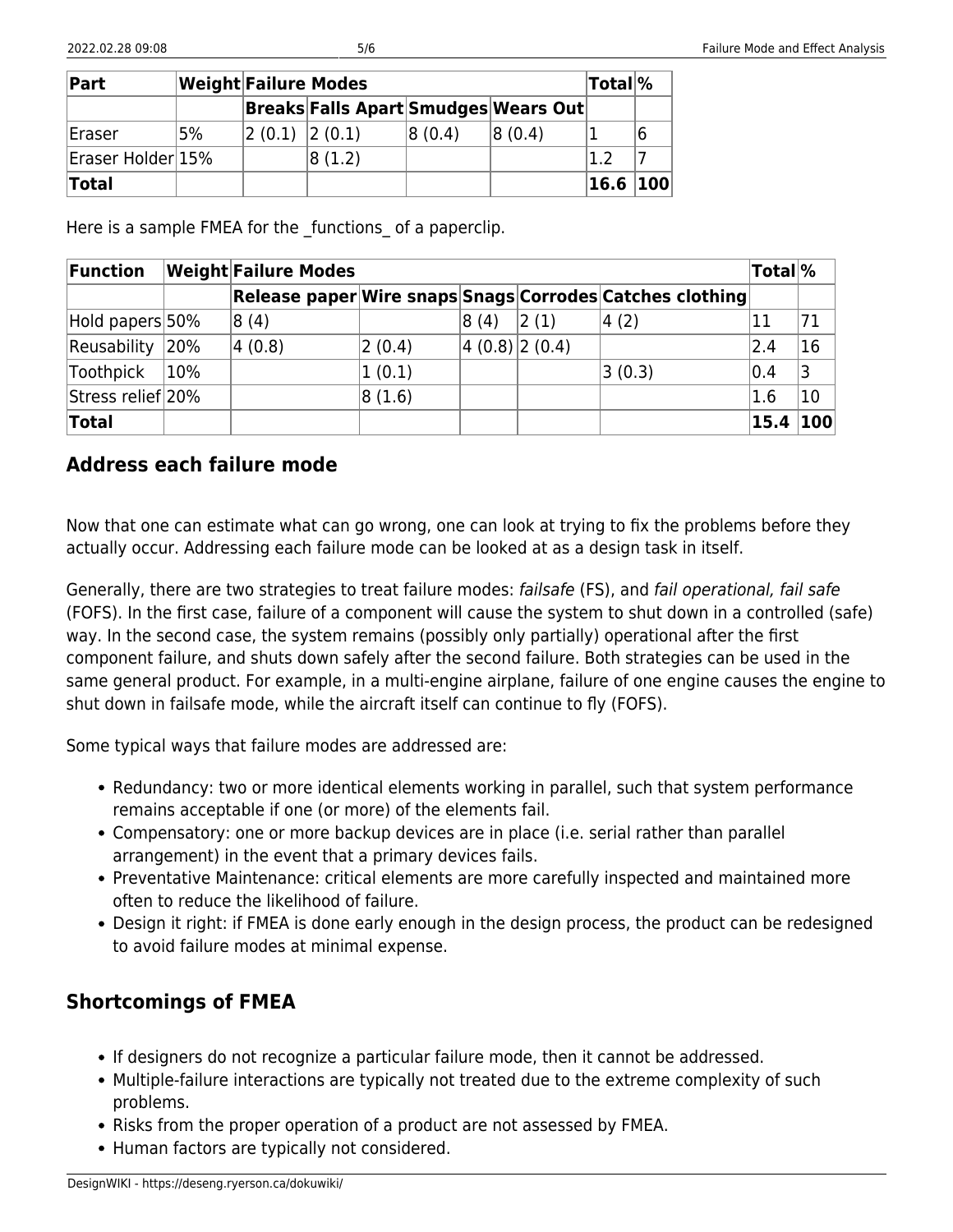| Part | Weight | Failure Modes | | | | Total | % |
|---|---|---|---|---|---|---|---|
| | | **Breaks** | **Falls Apart** | **Smudges** | **Wears Out** | | |
| Eraser | 5% | 2 (0.1) | 2 (0.1) | 8 (0.4) | 8 (0.4) | 1 | 6 |
| Eraser Holder | 15% | | 8 (1.2) | | | 1.2 | 7 |
| **Total** | | | | | | **16.6** | **100** |

Here is a sample FMEA for the _functions_ of a paperclip.

| Function | Weight | Failure Modes | | | | | Total | % |
|---|---|---|---|---|---|---|---|---|
| | | **Release paper** | **Wire snaps** | **Snags** | **Corrodes** | **Catches clothing** | | |
| Hold papers | 50% | 8 (4) | | 8 (4) | 2 (1) | 4 (2) | 11 | 71 |
| Reusability | 20% | 4 (0.8) | 2 (0.4) | 4 (0.8) | 2 (0.4) | | 2.4 | 16 |
| Toothpick | 10% | | 1 (0.1) | | | 3 (0.3) | 0.4 | 3 |
| Stress relief | 20% | | 8 (1.6) | | | | 1.6 | 10 |
| **Total** | | | | | | | **15.4** | **100** |

## Address each failure mode

Now that one can estimate what can go wrong, one can look at trying to fix the problems before they actually occur. Addressing each failure mode can be looked at as a design task in itself.

Generally, there are two strategies to treat failure modes: *failsafe* (FS), and *fail operational, fail safe* (FOFS). In the first case, failure of a component will cause the system to shut down in a controlled (safe) way. In the second case, the system remains (possibly only partially) operational after the first component failure, and shuts down safely after the second failure. Both strategies can be used in the same general product. For example, in a multi-engine airplane, failure of one engine causes the engine to shut down in failsafe mode, while the aircraft itself can continue to fly (FOFS).

Some typical ways that failure modes are addressed are:

- Redundancy: two or more identical elements working in parallel, such that system performance remains acceptable if one (or more) of the elements fail.
- Compensatory: one or more backup devices are in place (i.e. serial rather than parallel arrangement) in the event that a primary devices fails.
- Preventative Maintenance: critical elements are more carefully inspected and maintained more often to reduce the likelihood of failure.
- Design it right: if FMEA is done early enough in the design process, the product can be redesigned to avoid failure modes at minimal expense.

## Shortcomings of FMEA

- If designers do not recognize a particular failure mode, then it cannot be addressed.
- Multiple-failure interactions are typically not treated due to the extreme complexity of such problems.
- Risks from the proper operation of a product are not assessed by FMEA.
- Human factors are typically not considered.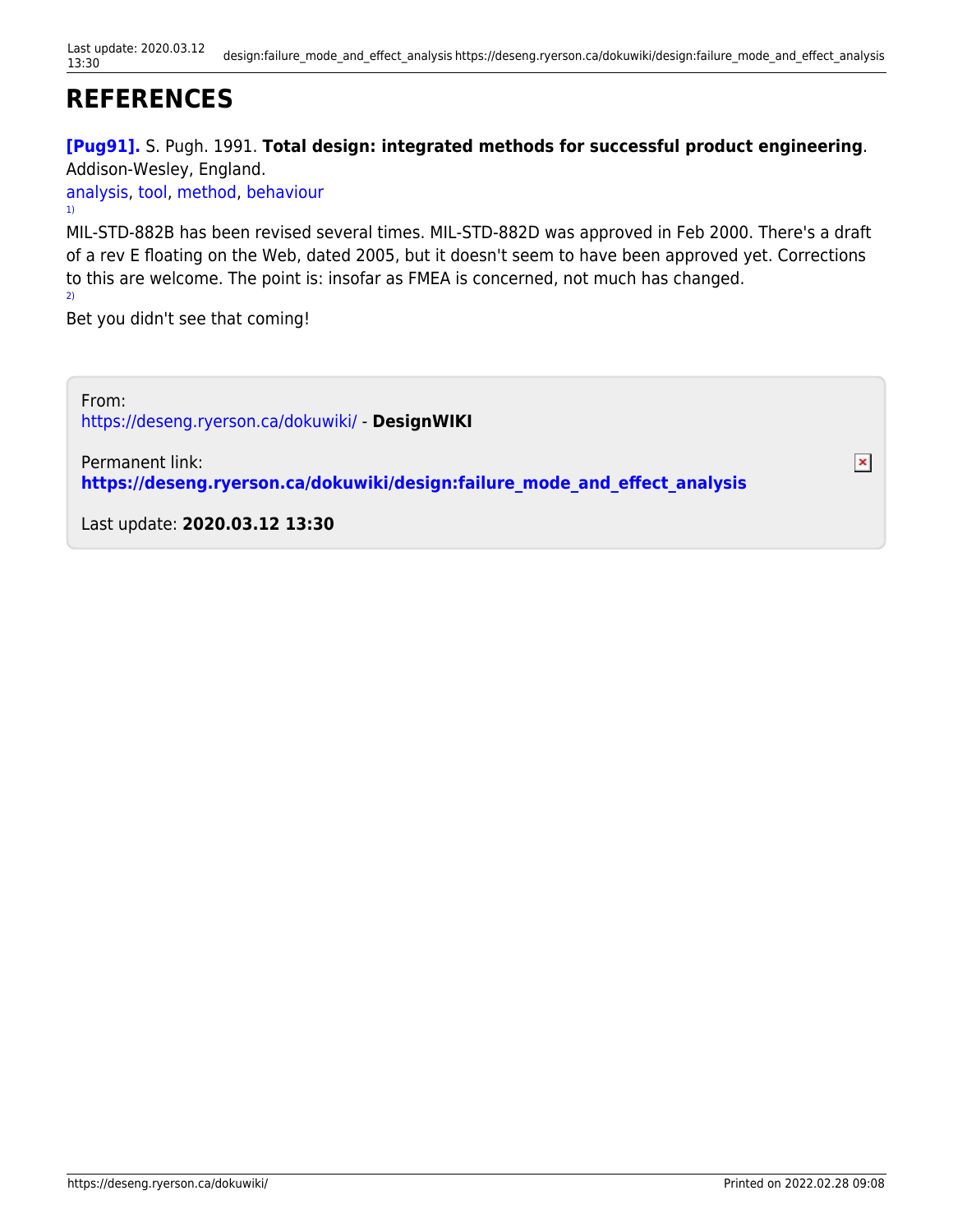# REFERENCES

**[Pug91].** S. Pugh. 1991. **Total design: integrated methods for successful product engineering**. Addison-Wesley, England.

analysis, tool, method, behaviour

1)

MIL-STD-882B has been revised several times. MIL-STD-882D was approved in Feb 2000. There's a draft of a rev E floating on the Web, dated 2005, but it doesn't seem to have been approved yet. Corrections to this are welcome. The point is: insofar as FMEA is concerned, not much has changed.

2)

Bet you didn't see that coming!

From:
https://deseng.ryerson.ca/dokuwiki/ - **DesignWIKI**

Permanent link:
**https://deseng.ryerson.ca/dokuwiki/design:failure_mode_and_effect_analysis**

Last update: **2020.03.12 13:30**